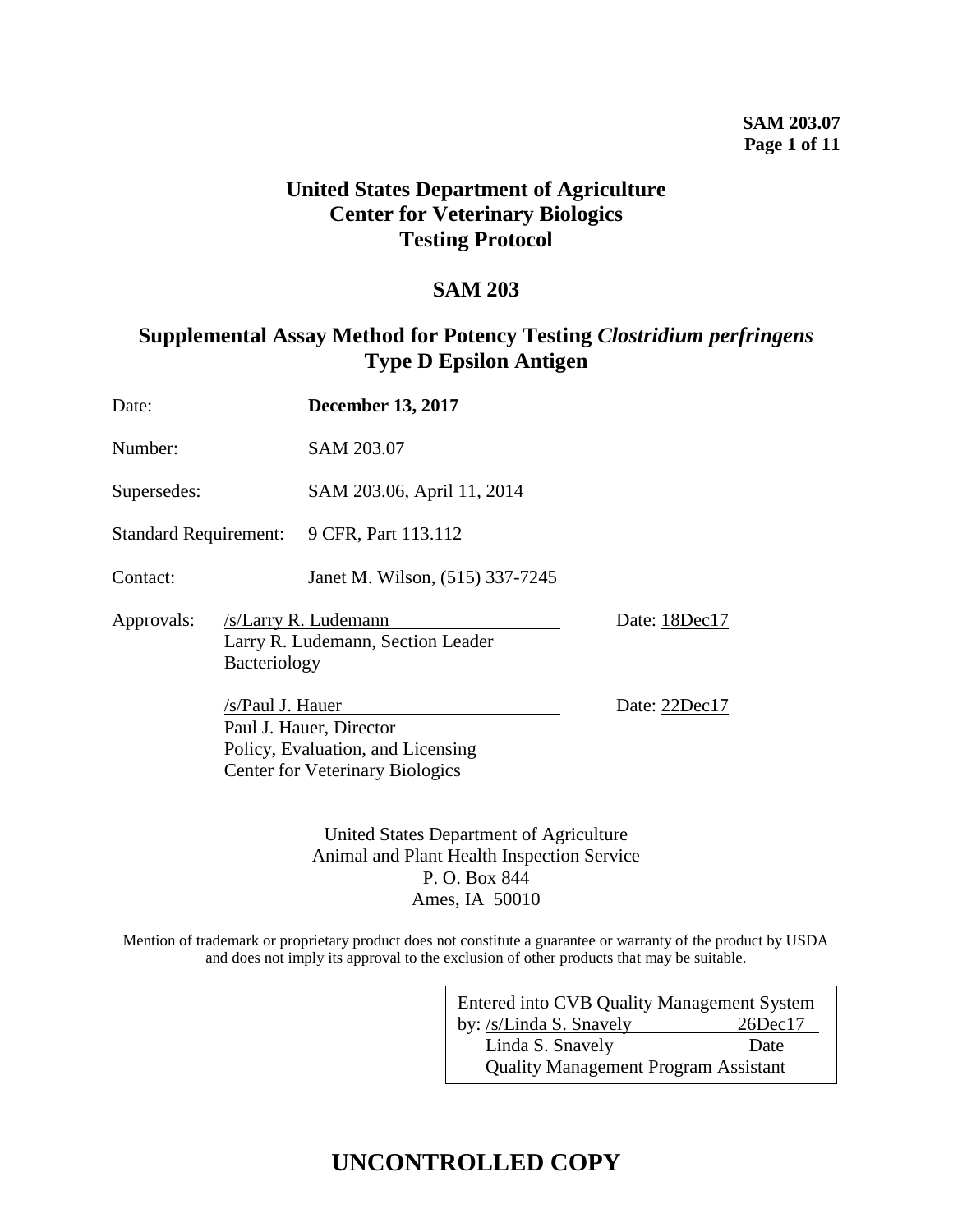**SAM 203.07**

# United States Department of Agriculture
# Center for Veterinary Biologics
# Testing Protocol

## SAM 203

## Supplemental Assay Method for Potency Testing *Clostridium perfringens* Type D Epsilon Antigen

Date: **December 13, 2017**

Number: SAM 203.07

Supersedes: SAM 203.06, April 11, 2014

Standard Requirement: 9 CFR, Part 113.112

Contact: Janet M. Wilson, (515) 337-7245

Approvals: /s/Larry R. Ludemann Date: 18Dec17
Larry R. Ludemann, Section Leader
Bacteriology

/s/Paul J. Hauer Date: 22Dec17
Paul J. Hauer, Director
Policy, Evaluation, and Licensing
Center for Veterinary Biologics

United States Department of Agriculture
Animal and Plant Health Inspection Service
P. O. Box 844
Ames, IA 50010

Mention of trademark or proprietary product does not constitute a guarantee or warranty of the product by USDA and does not imply its approval to the exclusion of other products that may be suitable.

Entered into CVB Quality Management System
by: /s/Linda S. Snavely 26Dec17
Linda S. Snavely Date
Quality Management Program Assistant

**UNCONTROLLED COPY**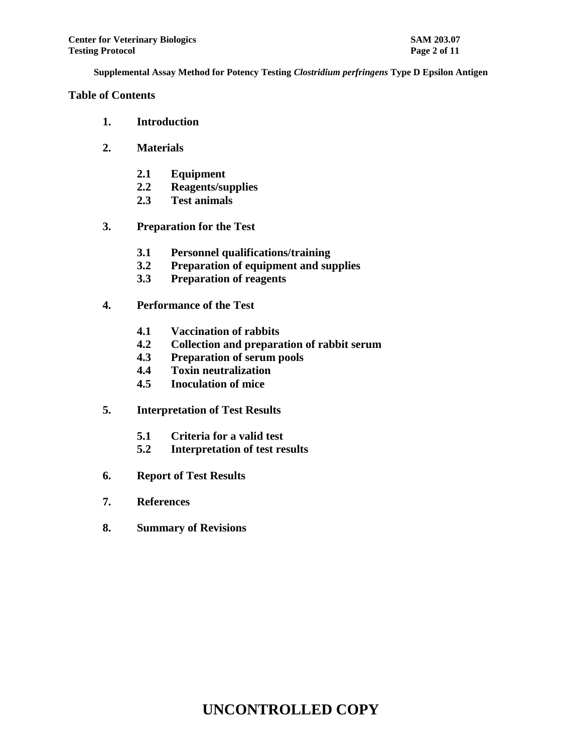## Table of Contents

1. **Introduction**

2. **Materials**

    2.1 **Equipment**
    2.2 **Reagents/supplies**
    2.3 **Test animals**

3. **Preparation for the Test**

    3.1 **Personnel qualifications/training**
    3.2 **Preparation of equipment and supplies**
    3.3 **Preparation of reagents**

4. **Performance of the Test**

    4.1 **Vaccination of rabbits**
    4.2 **Collection and preparation of rabbit serum**
    4.3 **Preparation of serum pools**
    4.4 **Toxin neutralization**
    4.5 **Inoculation of mice**

5. **Interpretation of Test Results**

    5.1 **Criteria for a valid test**
    5.2 **Interpretation of test results**

6. **Report of Test Results**

7. **References**

8. **Summary of Revisions**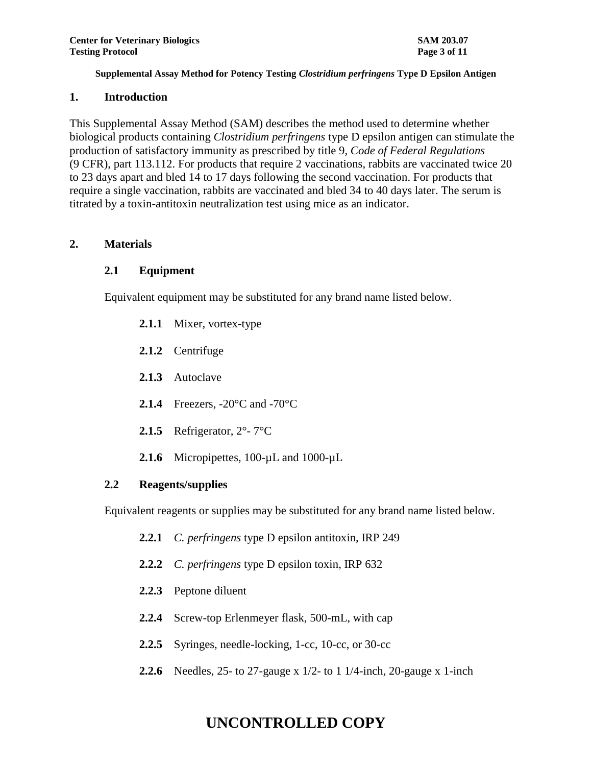**Supplemental Assay Method for Potency Testing *Clostridium perfringens* Type D Epsilon Antigen**

## 1. Introduction

This Supplemental Assay Method (SAM) describes the method used to determine whether biological products containing *Clostridium perfringens* type D epsilon antigen can stimulate the production of satisfactory immunity as prescribed by title 9, *Code of Federal Regulations* (9 CFR), part 113.112. For products that require 2 vaccinations, rabbits are vaccinated twice 20 to 23 days apart and bled 14 to 17 days following the second vaccination. For products that require a single vaccination, rabbits are vaccinated and bled 34 to 40 days later. The serum is titrated by a toxin-antitoxin neutralization test using mice as an indicator.

## 2. Materials

### 2.1 Equipment

Equivalent equipment may be substituted for any brand name listed below.

**2.1.1** Mixer, vortex-type

**2.1.2** Centrifuge

**2.1.3** Autoclave

**2.1.4** Freezers, -20°C and -70°C

**2.1.5** Refrigerator, 2°- 7°C

**2.1.6** Micropipettes, 100-µL and 1000-µL

### 2.2 Reagents/supplies

Equivalent reagents or supplies may be substituted for any brand name listed below.

**2.2.1** *C. perfringens* type D epsilon antitoxin, IRP 249

**2.2.2** *C. perfringens* type D epsilon toxin, IRP 632

**2.2.3** Peptone diluent

**2.2.4** Screw-top Erlenmeyer flask, 500-mL, with cap

**2.2.5** Syringes, needle-locking, 1-cc, 10-cc, or 30-cc

**2.2.6** Needles, 25- to 27-gauge x 1/2- to 1 1/4-inch, 20-gauge x 1-inch

**UNCONTROLLED COPY**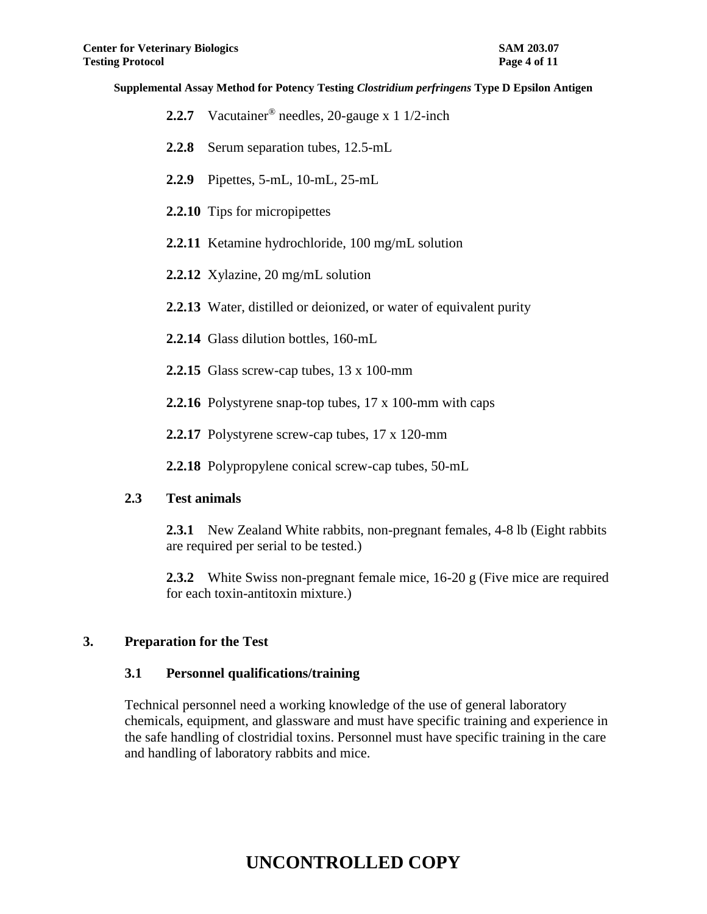**2.2.7** Vacutainer® needles, 20-gauge x 1 1/2-inch

**2.2.8** Serum separation tubes, 12.5-mL

**2.2.9** Pipettes, 5-mL, 10-mL, 25-mL

**2.2.10** Tips for micropipettes

**2.2.11** Ketamine hydrochloride, 100 mg/mL solution

**2.2.12** Xylazine, 20 mg/mL solution

**2.2.13** Water, distilled or deionized, or water of equivalent purity

**2.2.14** Glass dilution bottles, 160-mL

**2.2.15** Glass screw-cap tubes, 13 x 100-mm

**2.2.16** Polystyrene snap-top tubes, 17 x 100-mm with caps

**2.2.17** Polystyrene screw-cap tubes, 17 x 120-mm

**2.2.18** Polypropylene conical screw-cap tubes, 50-mL

### 2.3 Test animals

**2.3.1** New Zealand White rabbits, non-pregnant females, 4-8 lb (Eight rabbits are required per serial to be tested.)

**2.3.2** White Swiss non-pregnant female mice, 16-20 g (Five mice are required for each toxin-antitoxin mixture.)

## 3. Preparation for the Test

### 3.1 Personnel qualifications/training

Technical personnel need a working knowledge of the use of general laboratory chemicals, equipment, and glassware and must have specific training and experience in the safe handling of clostridial toxins. Personnel must have specific training in the care and handling of laboratory rabbits and mice.

**UNCONTROLLED COPY**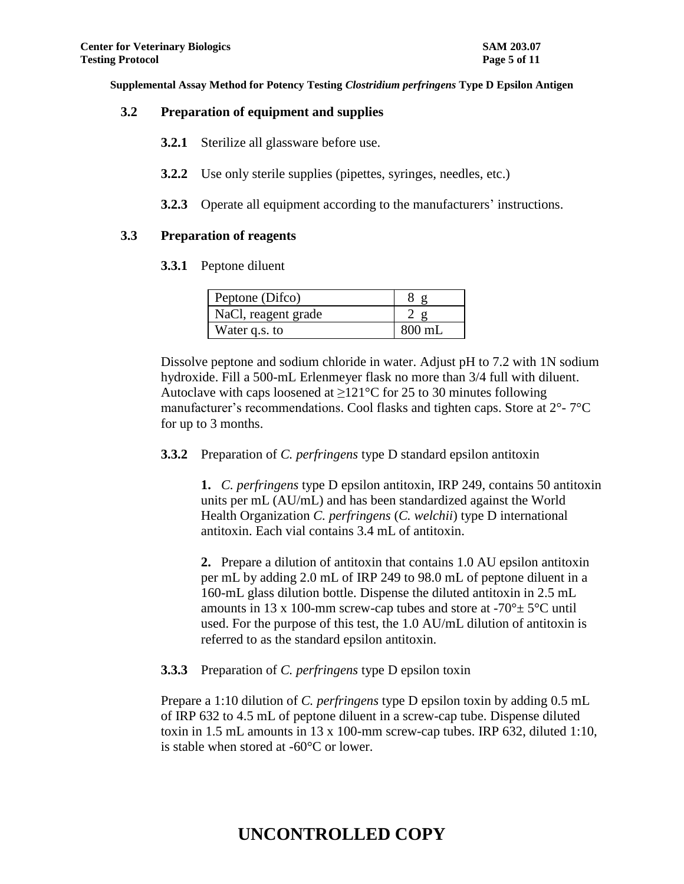### 3.2 Preparation of equipment and supplies

**3.2.1** Sterilize all glassware before use.

**3.2.2** Use only sterile supplies (pipettes, syringes, needles, etc.)

**3.2.3** Operate all equipment according to the manufacturers' instructions.

### 3.3 Preparation of reagents

**3.3.1** Peptone diluent

| Peptone (Difco) | 8 g |
|---|---|
| NaCl, reagent grade | 2 g |
| Water q.s. to | 800 mL |

Dissolve peptone and sodium chloride in water. Adjust pH to 7.2 with 1N sodium hydroxide. Fill a 500-mL Erlenmeyer flask no more than 3/4 full with diluent. Autoclave with caps loosened at ≥121°C for 25 to 30 minutes following manufacturer's recommendations. Cool flasks and tighten caps. Store at 2°- 7°C for up to 3 months.

**3.3.2** Preparation of *C. perfringens* type D standard epsilon antitoxin

**1.** *C. perfringens* type D epsilon antitoxin, IRP 249, contains 50 antitoxin units per mL (AU/mL) and has been standardized against the World Health Organization *C. perfringens* (*C. welchii*) type D international antitoxin. Each vial contains 3.4 mL of antitoxin.

**2.** Prepare a dilution of antitoxin that contains 1.0 AU epsilon antitoxin per mL by adding 2.0 mL of IRP 249 to 98.0 mL of peptone diluent in a 160-mL glass dilution bottle. Dispense the diluted antitoxin in 2.5 mL amounts in 13 x 100-mm screw-cap tubes and store at -70°± 5°C until used. For the purpose of this test, the 1.0 AU/mL dilution of antitoxin is referred to as the standard epsilon antitoxin.

**3.3.3** Preparation of *C. perfringens* type D epsilon toxin

Prepare a 1:10 dilution of *C. perfringens* type D epsilon toxin by adding 0.5 mL of IRP 632 to 4.5 mL of peptone diluent in a screw-cap tube. Dispense diluted toxin in 1.5 mL amounts in 13 x 100-mm screw-cap tubes. IRP 632, diluted 1:10, is stable when stored at -60°C or lower.

**UNCONTROLLED COPY**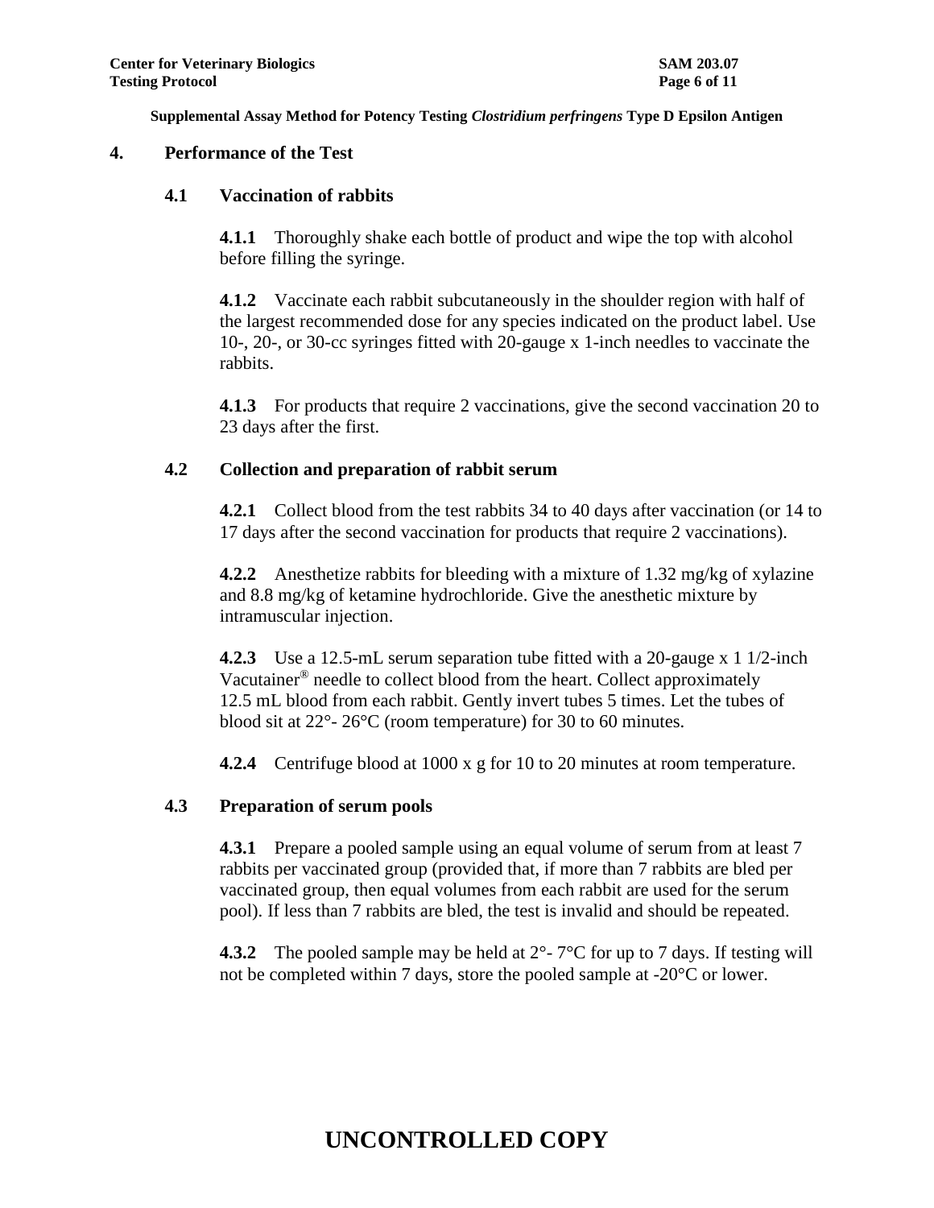## 4. Performance of the Test

### 4.1 Vaccination of rabbits

**4.1.1** Thoroughly shake each bottle of product and wipe the top with alcohol before filling the syringe.

**4.1.2** Vaccinate each rabbit subcutaneously in the shoulder region with half of the largest recommended dose for any species indicated on the product label. Use 10-, 20-, or 30-cc syringes fitted with 20-gauge x 1-inch needles to vaccinate the rabbits.

**4.1.3** For products that require 2 vaccinations, give the second vaccination 20 to 23 days after the first.

### 4.2 Collection and preparation of rabbit serum

**4.2.1** Collect blood from the test rabbits 34 to 40 days after vaccination (or 14 to 17 days after the second vaccination for products that require 2 vaccinations).

**4.2.2** Anesthetize rabbits for bleeding with a mixture of 1.32 mg/kg of xylazine and 8.8 mg/kg of ketamine hydrochloride. Give the anesthetic mixture by intramuscular injection.

**4.2.3** Use a 12.5-mL serum separation tube fitted with a 20-gauge x 1 1/2-inch Vacutainer® needle to collect blood from the heart. Collect approximately 12.5 mL blood from each rabbit. Gently invert tubes 5 times. Let the tubes of blood sit at 22°- 26°C (room temperature) for 30 to 60 minutes.

**4.2.4** Centrifuge blood at 1000 x g for 10 to 20 minutes at room temperature.

### 4.3 Preparation of serum pools

**4.3.1** Prepare a pooled sample using an equal volume of serum from at least 7 rabbits per vaccinated group (provided that, if more than 7 rabbits are bled per vaccinated group, then equal volumes from each rabbit are used for the serum pool). If less than 7 rabbits are bled, the test is invalid and should be repeated.

**4.3.2** The pooled sample may be held at 2°- 7°C for up to 7 days. If testing will not be completed within 7 days, store the pooled sample at -20°C or lower.

**UNCONTROLLED COPY**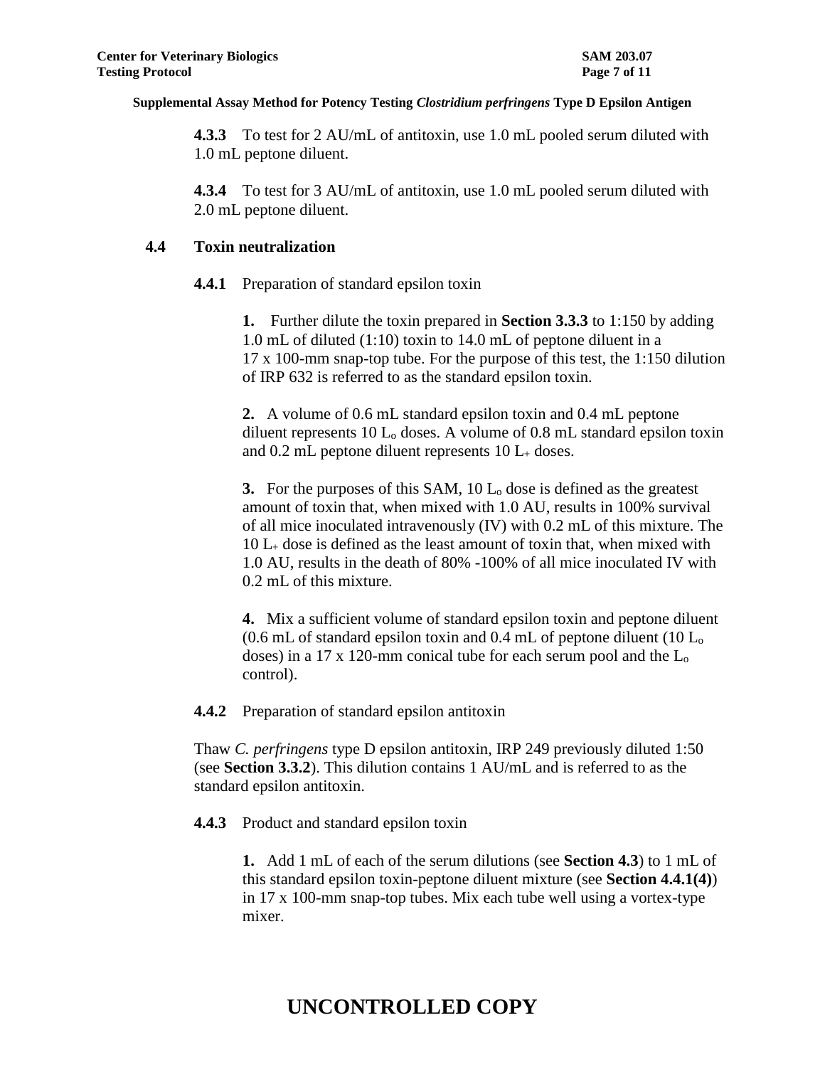**4.3.3** To test for 2 AU/mL of antitoxin, use 1.0 mL pooled serum diluted with 1.0 mL peptone diluent.

**4.3.4** To test for 3 AU/mL of antitoxin, use 1.0 mL pooled serum diluted with 2.0 mL peptone diluent.

## 4.4 Toxin neutralization

**4.4.1** Preparation of standard epsilon toxin

**1.** Further dilute the toxin prepared in **Section 3.3.3** to 1:150 by adding 1.0 mL of diluted (1:10) toxin to 14.0 mL of peptone diluent in a 17 x 100-mm snap-top tube. For the purpose of this test, the 1:150 dilution of IRP 632 is referred to as the standard epsilon toxin.

**2.** A volume of 0.6 mL standard epsilon toxin and 0.4 mL peptone diluent represents 10 $L_o$ doses. A volume of 0.8 mL standard epsilon toxin and 0.2 mL peptone diluent represents 10 $L_+$ doses.

**3.** For the purposes of this SAM, 10 $L_o$ dose is defined as the greatest amount of toxin that, when mixed with 1.0 AU, results in 100% survival of all mice inoculated intravenously (IV) with 0.2 mL of this mixture. The 10 $L_+$ dose is defined as the least amount of toxin that, when mixed with 1.0 AU, results in the death of 80% -100% of all mice inoculated IV with 0.2 mL of this mixture.

**4.** Mix a sufficient volume of standard epsilon toxin and peptone diluent (0.6 mL of standard epsilon toxin and 0.4 mL of peptone diluent (10 $L_o$ doses) in a 17 x 120-mm conical tube for each serum pool and the $L_o$ control).

**4.4.2** Preparation of standard epsilon antitoxin

Thaw *C. perfringens* type D epsilon antitoxin, IRP 249 previously diluted 1:50 (see **Section 3.3.2**). This dilution contains 1 AU/mL and is referred to as the standard epsilon antitoxin.

**4.4.3** Product and standard epsilon toxin

**1.** Add 1 mL of each of the serum dilutions (see **Section 4.3**) to 1 mL of this standard epsilon toxin-peptone diluent mixture (see **Section 4.4.1(4)**) in 17 x 100-mm snap-top tubes. Mix each tube well using a vortex-type mixer.

**UNCONTROLLED COPY**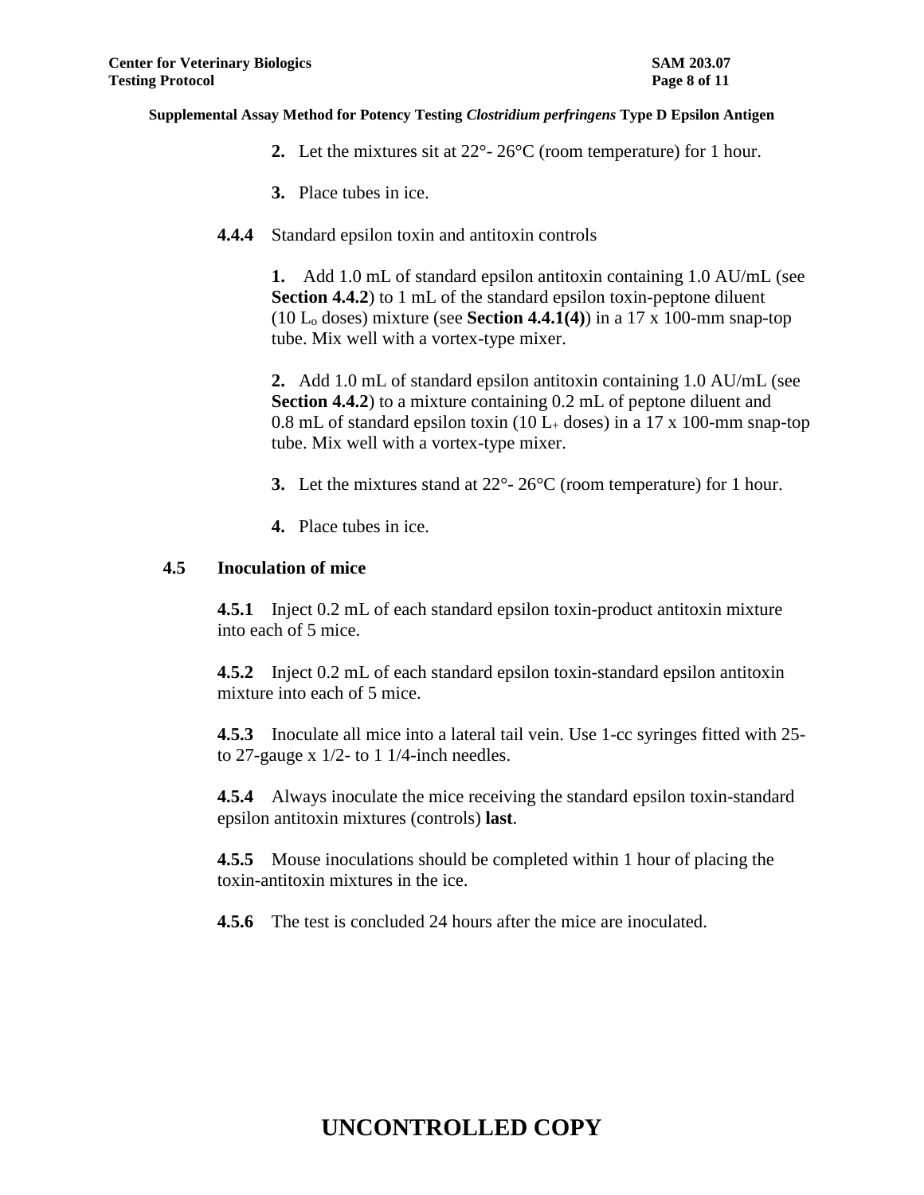**2.** Let the mixtures sit at 22°- 26°C (room temperature) for 1 hour.

**3.** Place tubes in ice.

**4.4.4** Standard epsilon toxin and antitoxin controls

**1.** Add 1.0 mL of standard epsilon antitoxin containing 1.0 AU/mL (see **Section 4.4.2**) to 1 mL of the standard epsilon toxin-peptone diluent (10 $L_o$ doses) mixture (see **Section 4.4.1(4)**) in a 17 x 100-mm snap-top tube. Mix well with a vortex-type mixer.

**2.** Add 1.0 mL of standard epsilon antitoxin containing 1.0 AU/mL (see **Section 4.4.2**) to a mixture containing 0.2 mL of peptone diluent and 0.8 mL of standard epsilon toxin (10 $L_+$ doses) in a 17 x 100-mm snap-top tube. Mix well with a vortex-type mixer.

**3.** Let the mixtures stand at 22°- 26°C (room temperature) for 1 hour.

**4.** Place tubes in ice.

**4.5 Inoculation of mice**

**4.5.1** Inject 0.2 mL of each standard epsilon toxin-product antitoxin mixture into each of 5 mice.

**4.5.2** Inject 0.2 mL of each standard epsilon toxin-standard epsilon antitoxin mixture into each of 5 mice.

**4.5.3** Inoculate all mice into a lateral tail vein. Use 1-cc syringes fitted with 25- to 27-gauge x 1/2- to 1 1/4-inch needles.

**4.5.4** Always inoculate the mice receiving the standard epsilon toxin-standard epsilon antitoxin mixtures (controls) **last**.

**4.5.5** Mouse inoculations should be completed within 1 hour of placing the toxin-antitoxin mixtures in the ice.

**4.5.6** The test is concluded 24 hours after the mice are inoculated.

**UNCONTROLLED COPY**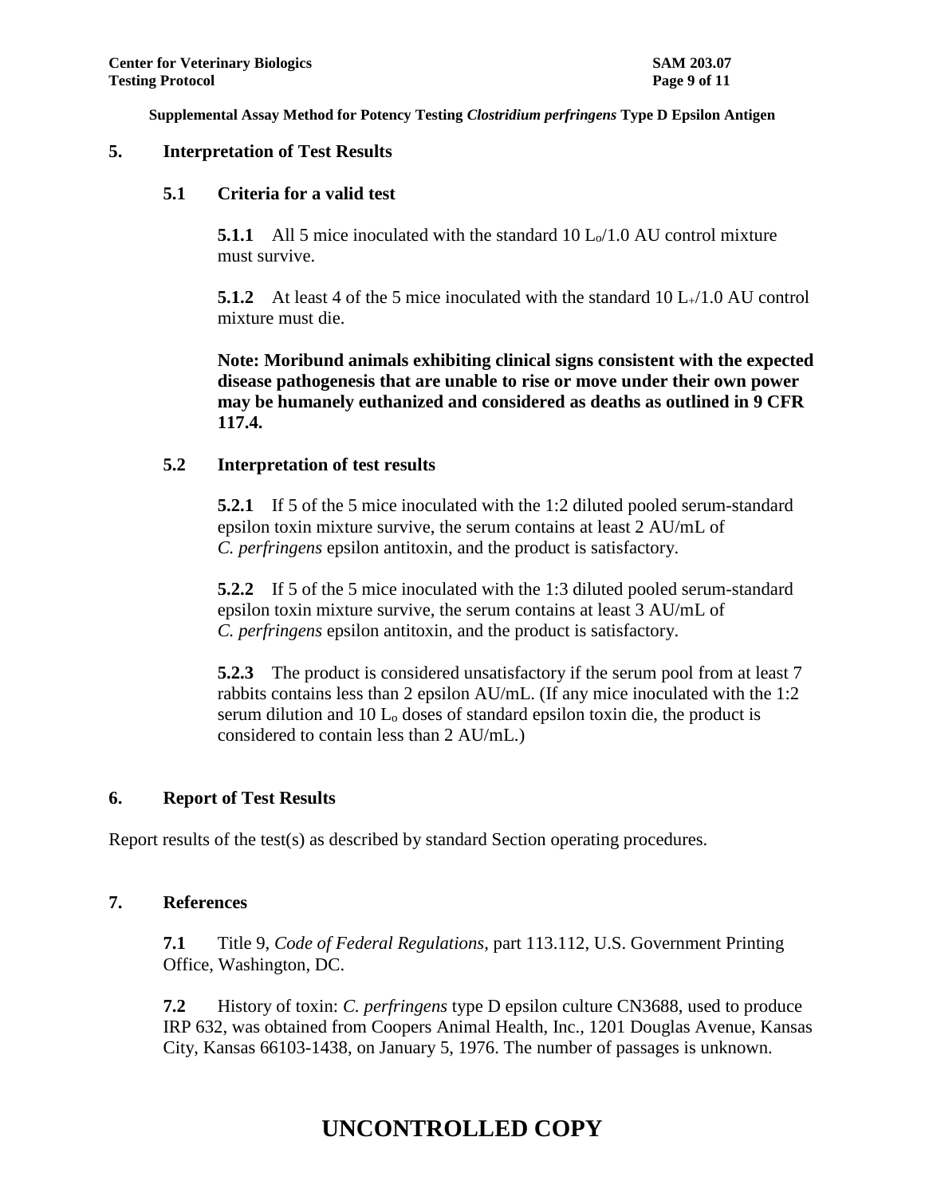## 5. Interpretation of Test Results

### 5.1 Criteria for a valid test

**5.1.1** All 5 mice inoculated with the standard 10 $L_o$/1.0 AU control mixture must survive.

**5.1.2** At least 4 of the 5 mice inoculated with the standard 10 $L_+$/1.0 AU control mixture must die.

**Note: Moribund animals exhibiting clinical signs consistent with the expected disease pathogenesis that are unable to rise or move under their own power may be humanely euthanized and considered as deaths as outlined in 9 CFR 117.4.**

### 5.2 Interpretation of test results

**5.2.1** If 5 of the 5 mice inoculated with the 1:2 diluted pooled serum-standard epsilon toxin mixture survive, the serum contains at least 2 AU/mL of *C. perfringens* epsilon antitoxin, and the product is satisfactory.

**5.2.2** If 5 of the 5 mice inoculated with the 1:3 diluted pooled serum-standard epsilon toxin mixture survive, the serum contains at least 3 AU/mL of *C. perfringens* epsilon antitoxin, and the product is satisfactory.

**5.2.3** The product is considered unsatisfactory if the serum pool from at least 7 rabbits contains less than 2 epsilon AU/mL. (If any mice inoculated with the 1:2 serum dilution and 10 $L_o$ doses of standard epsilon toxin die, the product is considered to contain less than 2 AU/mL.)

## 6. Report of Test Results

Report results of the test(s) as described by standard Section operating procedures.

## 7. References

**7.1** Title 9, *Code of Federal Regulations*, part 113.112, U.S. Government Printing Office, Washington, DC.

**7.2** History of toxin: *C. perfringens* type D epsilon culture CN3688, used to produce IRP 632, was obtained from Coopers Animal Health, Inc., 1201 Douglas Avenue, Kansas City, Kansas 66103-1438, on January 5, 1976. The number of passages is unknown.

# UNCONTROLLED COPY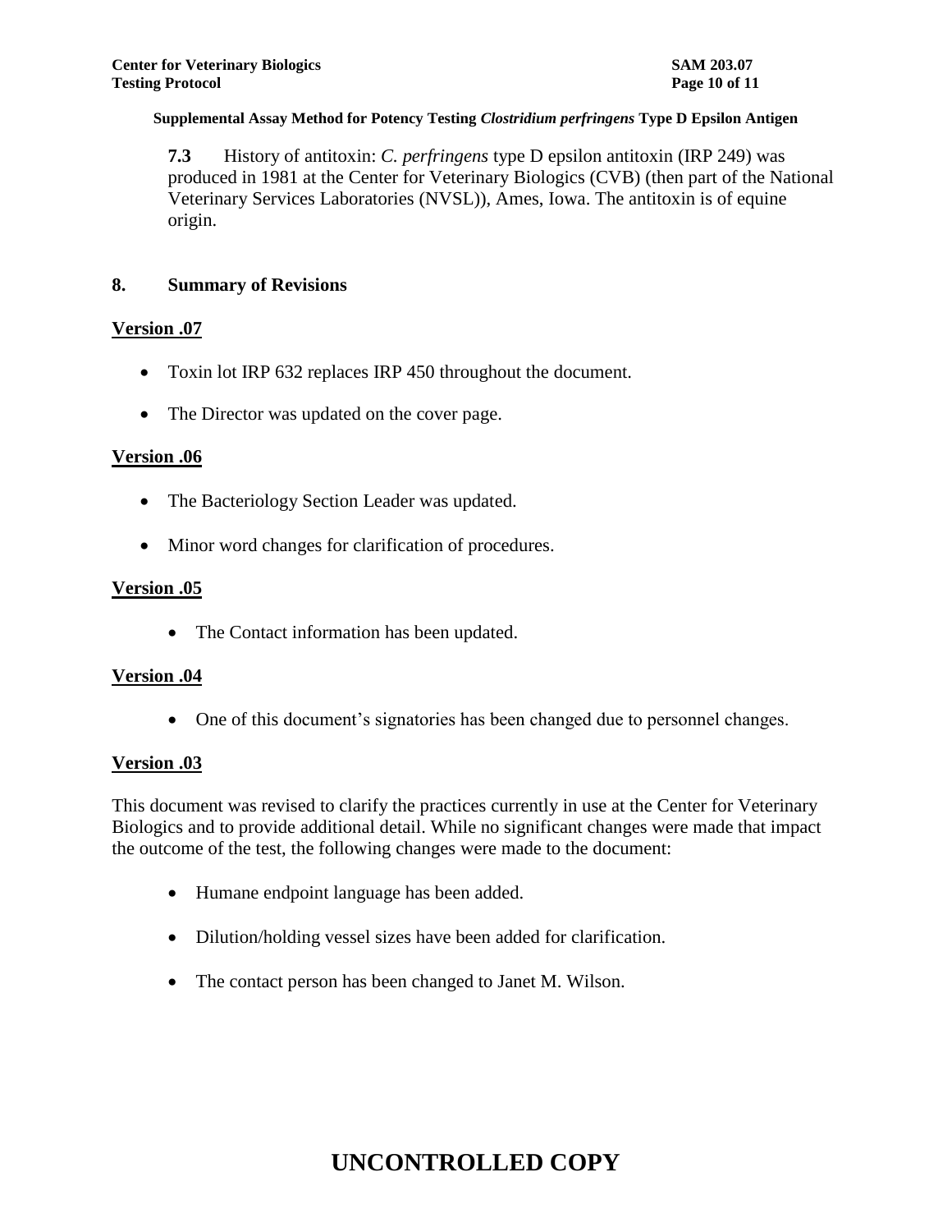**7.3** History of antitoxin: *C. perfringens* type D epsilon antitoxin (IRP 249) was produced in 1981 at the Center for Veterinary Biologics (CVB) (then part of the National Veterinary Services Laboratories (NVSL)), Ames, Iowa. The antitoxin is of equine origin.

## 8. Summary of Revisions

**Version .07**

- Toxin lot IRP 632 replaces IRP 450 throughout the document.
- The Director was updated on the cover page.

**Version .06**

- The Bacteriology Section Leader was updated.
- Minor word changes for clarification of procedures.

**Version .05**

- The Contact information has been updated.

**Version .04**

- One of this document's signatories has been changed due to personnel changes.

**Version .03**

This document was revised to clarify the practices currently in use at the Center for Veterinary Biologics and to provide additional detail. While no significant changes were made that impact the outcome of the test, the following changes were made to the document:

- Humane endpoint language has been added.
- Dilution/holding vessel sizes have been added for clarification.
- The contact person has been changed to Janet M. Wilson.

**UNCONTROLLED COPY**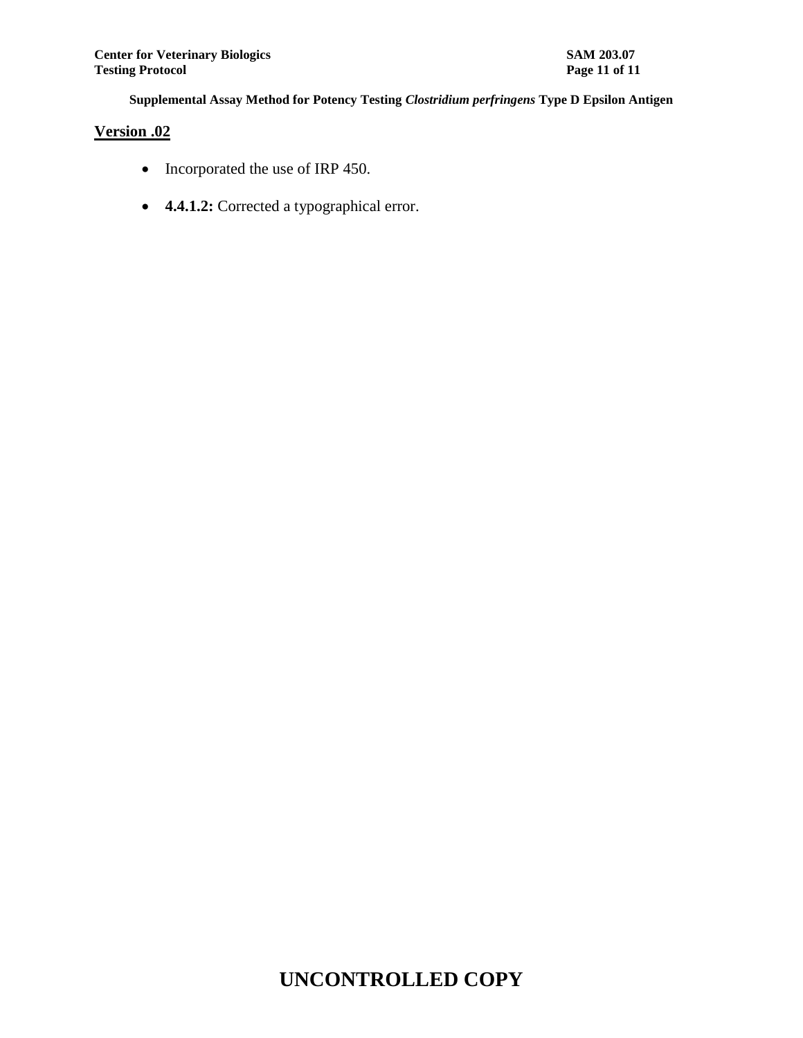**Version .02**

- Incorporated the use of IRP 450.
- **4.4.1.2:** Corrected a typographical error.

# UNCONTROLLED COPY